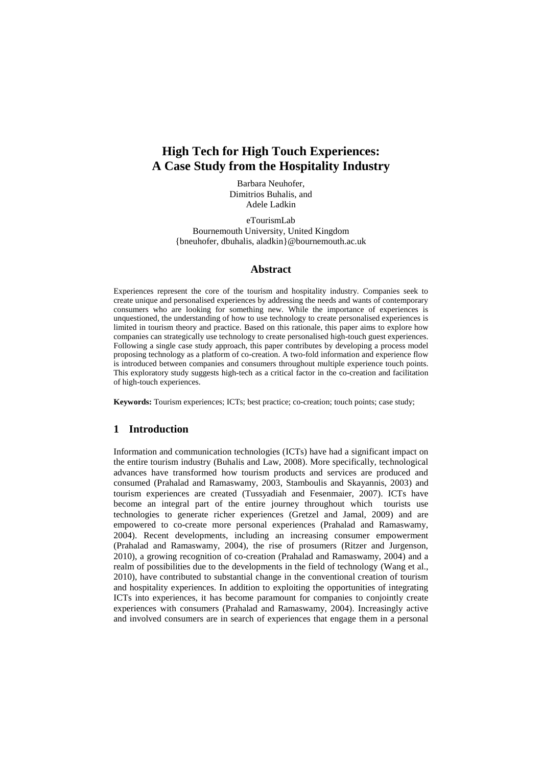# High Tech for High Touch Experiences: A Case Study from the Hospitality Industry

Barbara Neuhofer,
Dimitrios Buhalis, and
Adele Ladkin

eTourismLab
Bournemouth University, United Kingdom
{bneuhofer, dbuhalis, aladkin}@bournemouth.ac.uk

## Abstract

Experiences represent the core of the tourism and hospitality industry. Companies seek to create unique and personalised experiences by addressing the needs and wants of contemporary consumers who are looking for something new. While the importance of experiences is unquestioned, the understanding of how to use technology to create personalised experiences is limited in tourism theory and practice. Based on this rationale, this paper aims to explore how companies can strategically use technology to create personalised high-touch guest experiences. Following a single case study approach, this paper contributes by developing a process model proposing technology as a platform of co-creation. A two-fold information and experience flow is introduced between companies and consumers throughout multiple experience touch points. This exploratory study suggests high-tech as a critical factor in the co-creation and facilitation of high-touch experiences.

**Keywords:** Tourism experiences; ICTs; best practice; co-creation; touch points; case study;

## 1 Introduction

Information and communication technologies (ICTs) have had a significant impact on the entire tourism industry (Buhalis and Law, 2008). More specifically, technological advances have transformed how tourism products and services are produced and consumed (Prahalad and Ramaswamy, 2003, Stamboulis and Skayannis, 2003) and tourism experiences are created (Tussyadiah and Fesenmaier, 2007). ICTs have become an integral part of the entire journey throughout which tourists use technologies to generate richer experiences (Gretzel and Jamal, 2009) and are empowered to co-create more personal experiences (Prahalad and Ramaswamy, 2004). Recent developments, including an increasing consumer empowerment (Prahalad and Ramaswamy, 2004), the rise of prosumers (Ritzer and Jurgenson, 2010), a growing recognition of co-creation (Prahalad and Ramaswamy, 2004) and a realm of possibilities due to the developments in the field of technology (Wang et al., 2010), have contributed to substantial change in the conventional creation of tourism and hospitality experiences. In addition to exploiting the opportunities of integrating ICTs into experiences, it has become paramount for companies to conjointly create experiences with consumers (Prahalad and Ramaswamy, 2004). Increasingly active and involved consumers are in search of experiences that engage them in a personal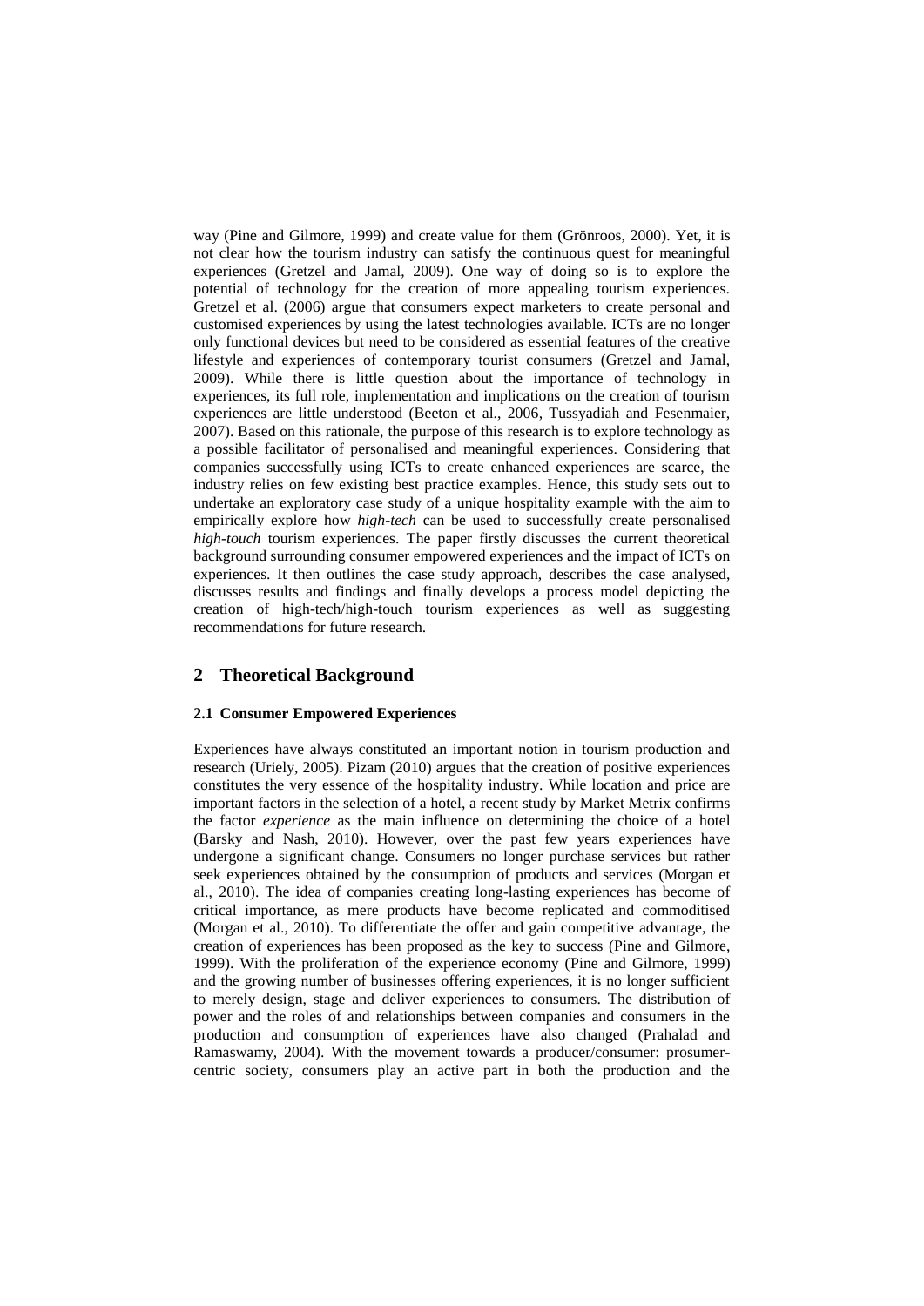way (Pine and Gilmore, 1999) and create value for them (Grönroos, 2000). Yet, it is not clear how the tourism industry can satisfy the continuous quest for meaningful experiences (Gretzel and Jamal, 2009). One way of doing so is to explore the potential of technology for the creation of more appealing tourism experiences. Gretzel et al. (2006) argue that consumers expect marketers to create personal and customised experiences by using the latest technologies available. ICTs are no longer only functional devices but need to be considered as essential features of the creative lifestyle and experiences of contemporary tourist consumers (Gretzel and Jamal, 2009). While there is little question about the importance of technology in experiences, its full role, implementation and implications on the creation of tourism experiences are little understood (Beeton et al., 2006, Tussyadiah and Fesenmaier, 2007). Based on this rationale, the purpose of this research is to explore technology as a possible facilitator of personalised and meaningful experiences. Considering that companies successfully using ICTs to create enhanced experiences are scarce, the industry relies on few existing best practice examples. Hence, this study sets out to undertake an exploratory case study of a unique hospitality example with the aim to empirically explore how *high-tech* can be used to successfully create personalised *high-touch* tourism experiences. The paper firstly discusses the current theoretical background surrounding consumer empowered experiences and the impact of ICTs on experiences. It then outlines the case study approach, describes the case analysed, discusses results and findings and finally develops a process model depicting the creation of high-tech/high-touch tourism experiences as well as suggesting recommendations for future research.

## 2 Theoretical Background

### 2.1 Consumer Empowered Experiences

Experiences have always constituted an important notion in tourism production and research (Uriely, 2005). Pizam (2010) argues that the creation of positive experiences constitutes the very essence of the hospitality industry. While location and price are important factors in the selection of a hotel, a recent study by Market Metrix confirms the factor *experience* as the main influence on determining the choice of a hotel (Barsky and Nash, 2010). However, over the past few years experiences have undergone a significant change. Consumers no longer purchase services but rather seek experiences obtained by the consumption of products and services (Morgan et al., 2010). The idea of companies creating long-lasting experiences has become of critical importance, as mere products have become replicated and commoditised (Morgan et al., 2010). To differentiate the offer and gain competitive advantage, the creation of experiences has been proposed as the key to success (Pine and Gilmore, 1999). With the proliferation of the experience economy (Pine and Gilmore, 1999) and the growing number of businesses offering experiences, it is no longer sufficient to merely design, stage and deliver experiences to consumers. The distribution of power and the roles of and relationships between companies and consumers in the production and consumption of experiences have also changed (Prahalad and Ramaswamy, 2004). With the movement towards a producer/consumer: prosumer-centric society, consumers play an active part in both the production and the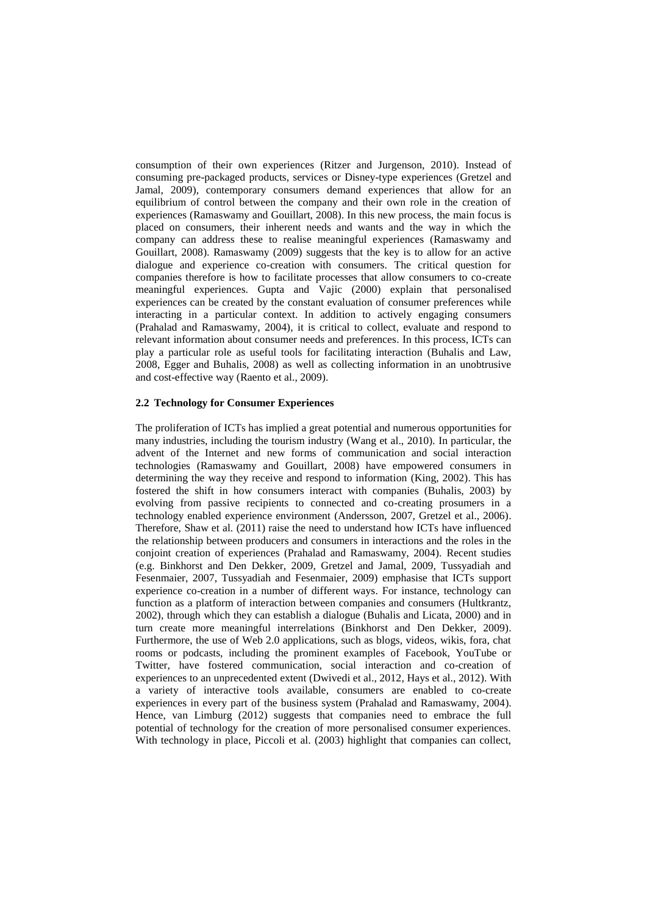consumption of their own experiences (Ritzer and Jurgenson, 2010). Instead of consuming pre-packaged products, services or Disney-type experiences (Gretzel and Jamal, 2009), contemporary consumers demand experiences that allow for an equilibrium of control between the company and their own role in the creation of experiences (Ramaswamy and Gouillart, 2008). In this new process, the main focus is placed on consumers, their inherent needs and wants and the way in which the company can address these to realise meaningful experiences (Ramaswamy and Gouillart, 2008). Ramaswamy (2009) suggests that the key is to allow for an active dialogue and experience co-creation with consumers. The critical question for companies therefore is how to facilitate processes that allow consumers to co-create meaningful experiences. Gupta and Vajic (2000) explain that personalised experiences can be created by the constant evaluation of consumer preferences while interacting in a particular context. In addition to actively engaging consumers (Prahalad and Ramaswamy, 2004), it is critical to collect, evaluate and respond to relevant information about consumer needs and preferences. In this process, ICTs can play a particular role as useful tools for facilitating interaction (Buhalis and Law, 2008, Egger and Buhalis, 2008) as well as collecting information in an unobtrusive and cost-effective way (Raento et al., 2009).

## 2.2 Technology for Consumer Experiences

The proliferation of ICTs has implied a great potential and numerous opportunities for many industries, including the tourism industry (Wang et al., 2010). In particular, the advent of the Internet and new forms of communication and social interaction technologies (Ramaswamy and Gouillart, 2008) have empowered consumers in determining the way they receive and respond to information (King, 2002). This has fostered the shift in how consumers interact with companies (Buhalis, 2003) by evolving from passive recipients to connected and co-creating prosumers in a technology enabled experience environment (Andersson, 2007, Gretzel et al., 2006). Therefore, Shaw et al. (2011) raise the need to understand how ICTs have influenced the relationship between producers and consumers in interactions and the roles in the conjoint creation of experiences (Prahalad and Ramaswamy, 2004). Recent studies (e.g. Binkhorst and Den Dekker, 2009, Gretzel and Jamal, 2009, Tussyadiah and Fesenmaier, 2007, Tussyadiah and Fesenmaier, 2009) emphasise that ICTs support experience co-creation in a number of different ways. For instance, technology can function as a platform of interaction between companies and consumers (Hultkrantz, 2002), through which they can establish a dialogue (Buhalis and Licata, 2000) and in turn create more meaningful interrelations (Binkhorst and Den Dekker, 2009). Furthermore, the use of Web 2.0 applications, such as blogs, videos, wikis, fora, chat rooms or podcasts, including the prominent examples of Facebook, YouTube or Twitter, have fostered communication, social interaction and co-creation of experiences to an unprecedented extent (Dwivedi et al., 2012, Hays et al., 2012). With a variety of interactive tools available, consumers are enabled to co-create experiences in every part of the business system (Prahalad and Ramaswamy, 2004). Hence, van Limburg (2012) suggests that companies need to embrace the full potential of technology for the creation of more personalised consumer experiences. With technology in place, Piccoli et al. (2003) highlight that companies can collect,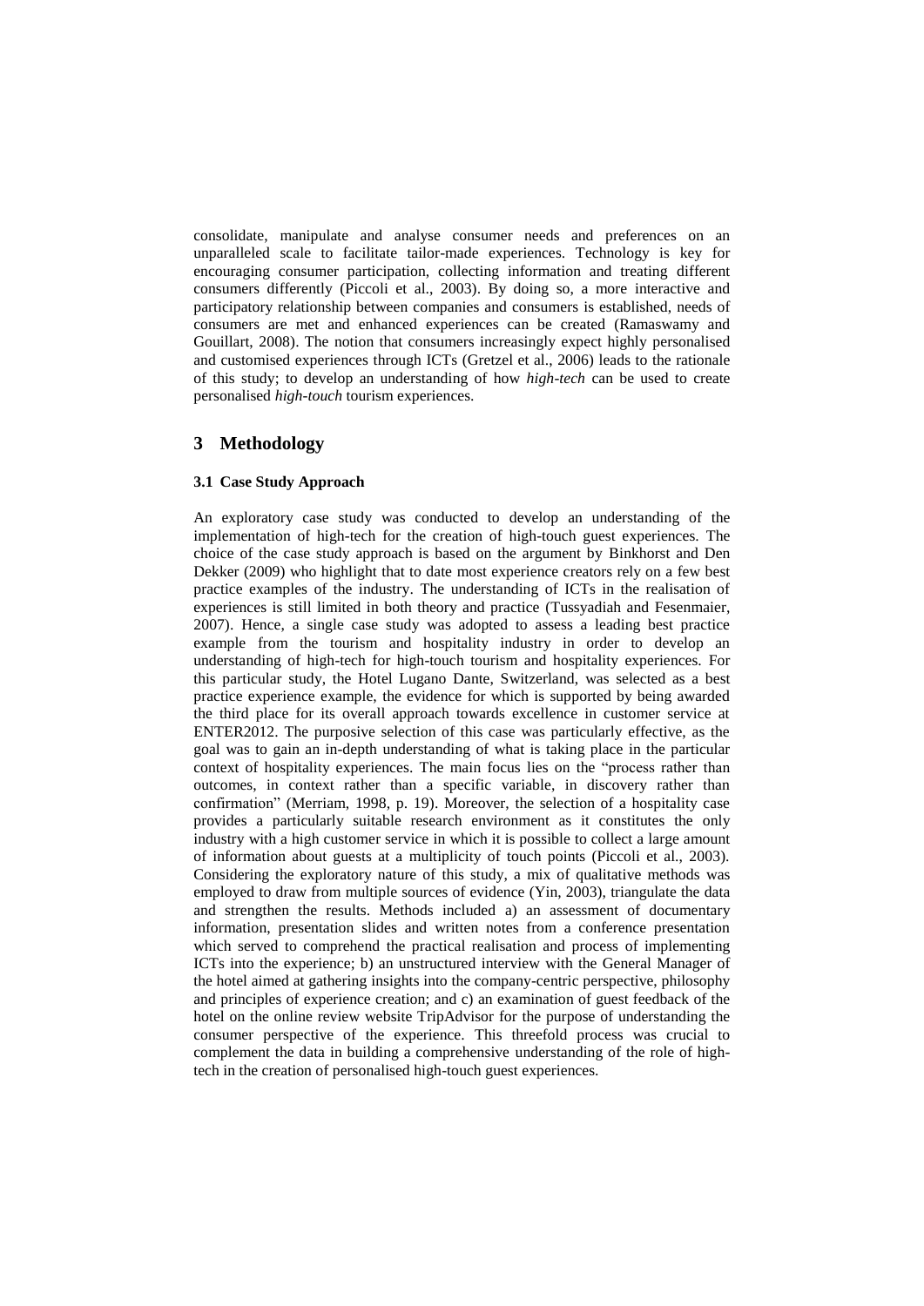consolidate, manipulate and analyse consumer needs and preferences on an unparalleled scale to facilitate tailor-made experiences. Technology is key for encouraging consumer participation, collecting information and treating different consumers differently (Piccoli et al., 2003). By doing so, a more interactive and participatory relationship between companies and consumers is established, needs of consumers are met and enhanced experiences can be created (Ramaswamy and Gouillart, 2008). The notion that consumers increasingly expect highly personalised and customised experiences through ICTs (Gretzel et al., 2006) leads to the rationale of this study; to develop an understanding of how *high-tech* can be used to create personalised *high-touch* tourism experiences.

## 3 Methodology

### 3.1 Case Study Approach

An exploratory case study was conducted to develop an understanding of the implementation of high-tech for the creation of high-touch guest experiences. The choice of the case study approach is based on the argument by Binkhorst and Den Dekker (2009) who highlight that to date most experience creators rely on a few best practice examples of the industry. The understanding of ICTs in the realisation of experiences is still limited in both theory and practice (Tussyadiah and Fesenmaier, 2007). Hence, a single case study was adopted to assess a leading best practice example from the tourism and hospitality industry in order to develop an understanding of high-tech for high-touch tourism and hospitality experiences. For this particular study, the Hotel Lugano Dante, Switzerland, was selected as a best practice experience example, the evidence for which is supported by being awarded the third place for its overall approach towards excellence in customer service at ENTER2012. The purposive selection of this case was particularly effective, as the goal was to gain an in-depth understanding of what is taking place in the particular context of hospitality experiences. The main focus lies on the "process rather than outcomes, in context rather than a specific variable, in discovery rather than confirmation" (Merriam, 1998, p. 19). Moreover, the selection of a hospitality case provides a particularly suitable research environment as it constitutes the only industry with a high customer service in which it is possible to collect a large amount of information about guests at a multiplicity of touch points (Piccoli et al., 2003). Considering the exploratory nature of this study, a mix of qualitative methods was employed to draw from multiple sources of evidence (Yin, 2003), triangulate the data and strengthen the results. Methods included a) an assessment of documentary information, presentation slides and written notes from a conference presentation which served to comprehend the practical realisation and process of implementing ICTs into the experience; b) an unstructured interview with the General Manager of the hotel aimed at gathering insights into the company-centric perspective, philosophy and principles of experience creation; and c) an examination of guest feedback of the hotel on the online review website TripAdvisor for the purpose of understanding the consumer perspective of the experience. This threefold process was crucial to complement the data in building a comprehensive understanding of the role of high-tech in the creation of personalised high-touch guest experiences.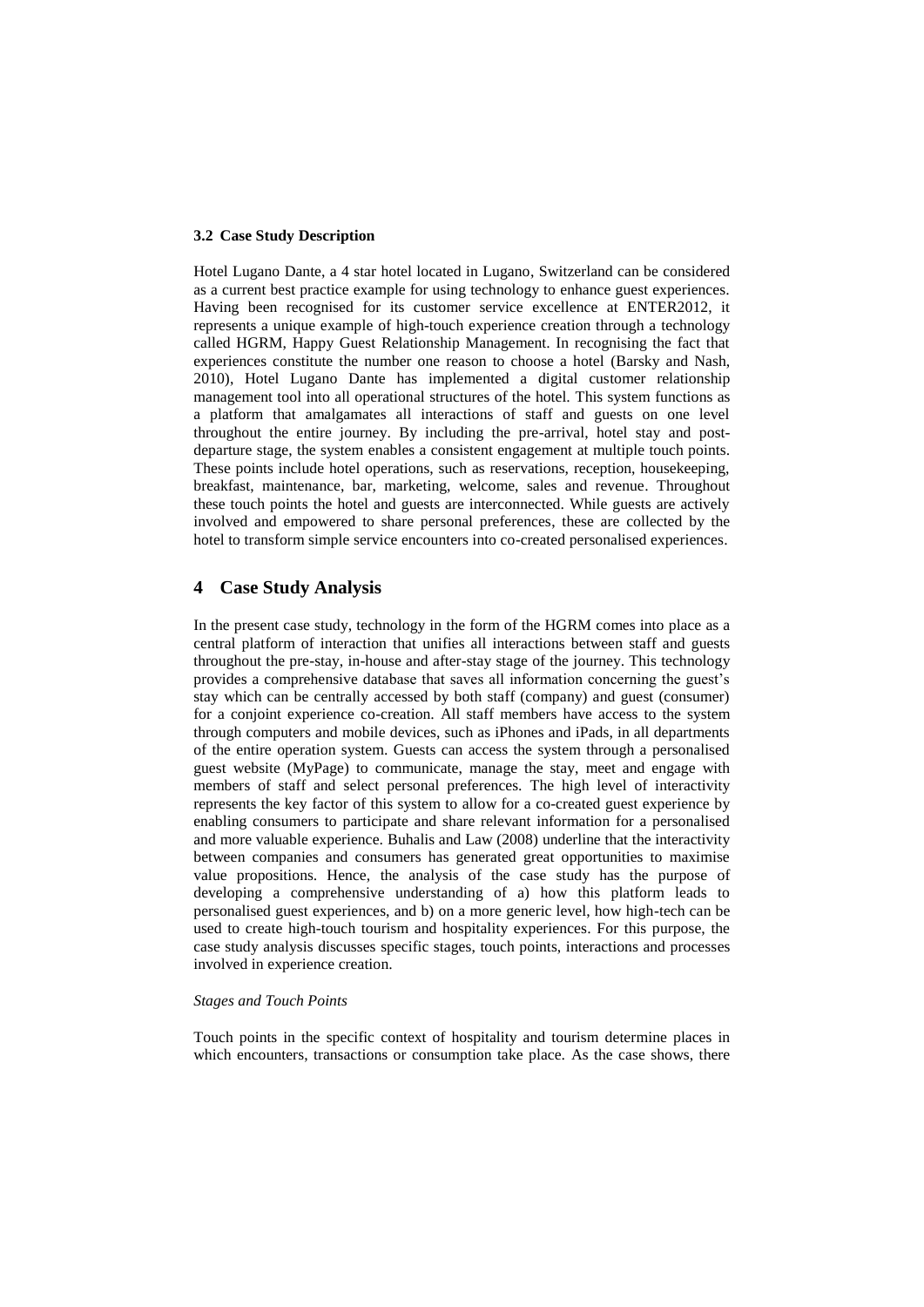### 3.2 Case Study Description

Hotel Lugano Dante, a 4 star hotel located in Lugano, Switzerland can be considered as a current best practice example for using technology to enhance guest experiences. Having been recognised for its customer service excellence at ENTER2012, it represents a unique example of high-touch experience creation through a technology called HGRM, Happy Guest Relationship Management. In recognising the fact that experiences constitute the number one reason to choose a hotel (Barsky and Nash, 2010), Hotel Lugano Dante has implemented a digital customer relationship management tool into all operational structures of the hotel. This system functions as a platform that amalgamates all interactions of staff and guests on one level throughout the entire journey. By including the pre-arrival, hotel stay and post-departure stage, the system enables a consistent engagement at multiple touch points. These points include hotel operations, such as reservations, reception, housekeeping, breakfast, maintenance, bar, marketing, welcome, sales and revenue. Throughout these touch points the hotel and guests are interconnected. While guests are actively involved and empowered to share personal preferences, these are collected by the hotel to transform simple service encounters into co-created personalised experiences.

## 4 Case Study Analysis

In the present case study, technology in the form of the HGRM comes into place as a central platform of interaction that unifies all interactions between staff and guests throughout the pre-stay, in-house and after-stay stage of the journey. This technology provides a comprehensive database that saves all information concerning the guest's stay which can be centrally accessed by both staff (company) and guest (consumer) for a conjoint experience co-creation. All staff members have access to the system through computers and mobile devices, such as iPhones and iPads, in all departments of the entire operation system. Guests can access the system through a personalised guest website (MyPage) to communicate, manage the stay, meet and engage with members of staff and select personal preferences. The high level of interactivity represents the key factor of this system to allow for a co-created guest experience by enabling consumers to participate and share relevant information for a personalised and more valuable experience. Buhalis and Law (2008) underline that the interactivity between companies and consumers has generated great opportunities to maximise value propositions. Hence, the analysis of the case study has the purpose of developing a comprehensive understanding of a) how this platform leads to personalised guest experiences, and b) on a more generic level, how high-tech can be used to create high-touch tourism and hospitality experiences. For this purpose, the case study analysis discusses specific stages, touch points, interactions and processes involved in experience creation.

*Stages and Touch Points*

Touch points in the specific context of hospitality and tourism determine places in which encounters, transactions or consumption take place. As the case shows, there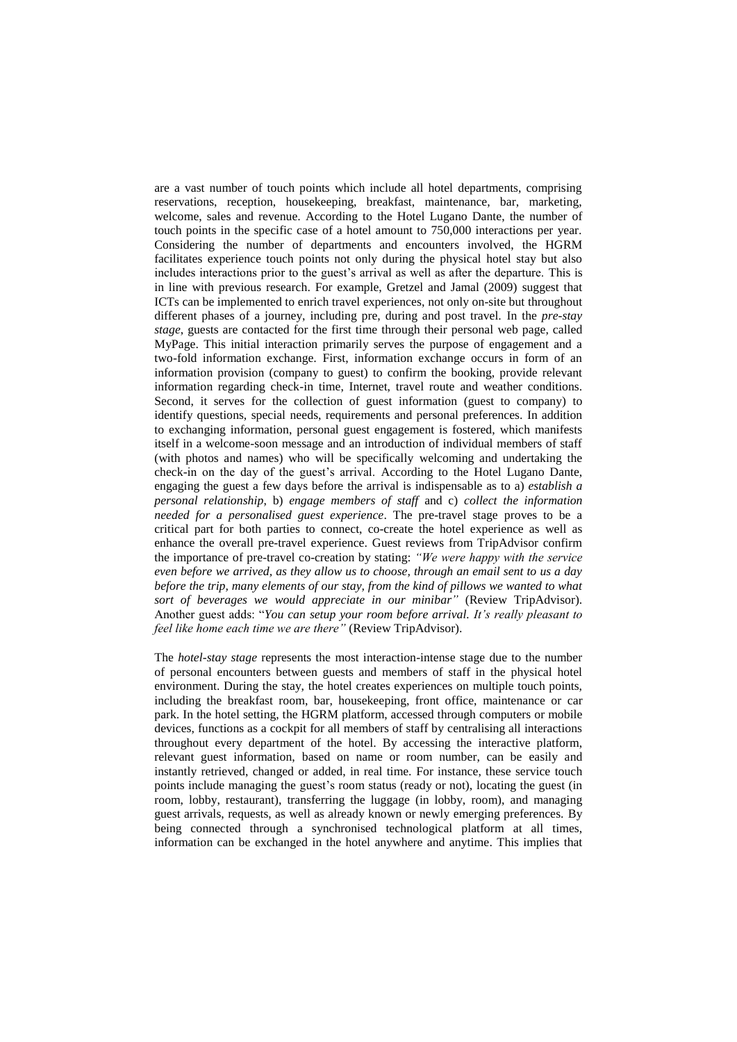are a vast number of touch points which include all hotel departments, comprising reservations, reception, housekeeping, breakfast, maintenance, bar, marketing, welcome, sales and revenue. According to the Hotel Lugano Dante, the number of touch points in the specific case of a hotel amount to 750,000 interactions per year. Considering the number of departments and encounters involved, the HGRM facilitates experience touch points not only during the physical hotel stay but also includes interactions prior to the guest's arrival as well as after the departure. This is in line with previous research. For example, Gretzel and Jamal (2009) suggest that ICTs can be implemented to enrich travel experiences, not only on-site but throughout different phases of a journey, including pre, during and post travel. In the *pre-stay stage*, guests are contacted for the first time through their personal web page, called MyPage. This initial interaction primarily serves the purpose of engagement and a two-fold information exchange. First, information exchange occurs in form of an information provision (company to guest) to confirm the booking, provide relevant information regarding check-in time, Internet, travel route and weather conditions. Second, it serves for the collection of guest information (guest to company) to identify questions, special needs, requirements and personal preferences. In addition to exchanging information, personal guest engagement is fostered, which manifests itself in a welcome-soon message and an introduction of individual members of staff (with photos and names) who will be specifically welcoming and undertaking the check-in on the day of the guest's arrival. According to the Hotel Lugano Dante, engaging the guest a few days before the arrival is indispensable as to a) *establish a personal relationship*, b) *engage members of staff* and c) *collect the information needed for a personalised guest experience*. The pre-travel stage proves to be a critical part for both parties to connect, co-create the hotel experience as well as enhance the overall pre-travel experience. Guest reviews from TripAdvisor confirm the importance of pre-travel co-creation by stating: *"We were happy with the service even before we arrived, as they allow us to choose, through an email sent to us a day before the trip, many elements of our stay, from the kind of pillows we wanted to what sort of beverages we would appreciate in our minibar"* (Review TripAdvisor). Another guest adds: "*You can setup your room before arrival. It's really pleasant to feel like home each time we are there"* (Review TripAdvisor).

The *hotel-stay stage* represents the most interaction-intense stage due to the number of personal encounters between guests and members of staff in the physical hotel environment. During the stay, the hotel creates experiences on multiple touch points, including the breakfast room, bar, housekeeping, front office, maintenance or car park. In the hotel setting, the HGRM platform, accessed through computers or mobile devices, functions as a cockpit for all members of staff by centralising all interactions throughout every department of the hotel. By accessing the interactive platform, relevant guest information, based on name or room number, can be easily and instantly retrieved, changed or added, in real time. For instance, these service touch points include managing the guest's room status (ready or not), locating the guest (in room, lobby, restaurant), transferring the luggage (in lobby, room), and managing guest arrivals, requests, as well as already known or newly emerging preferences. By being connected through a synchronised technological platform at all times, information can be exchanged in the hotel anywhere and anytime. This implies that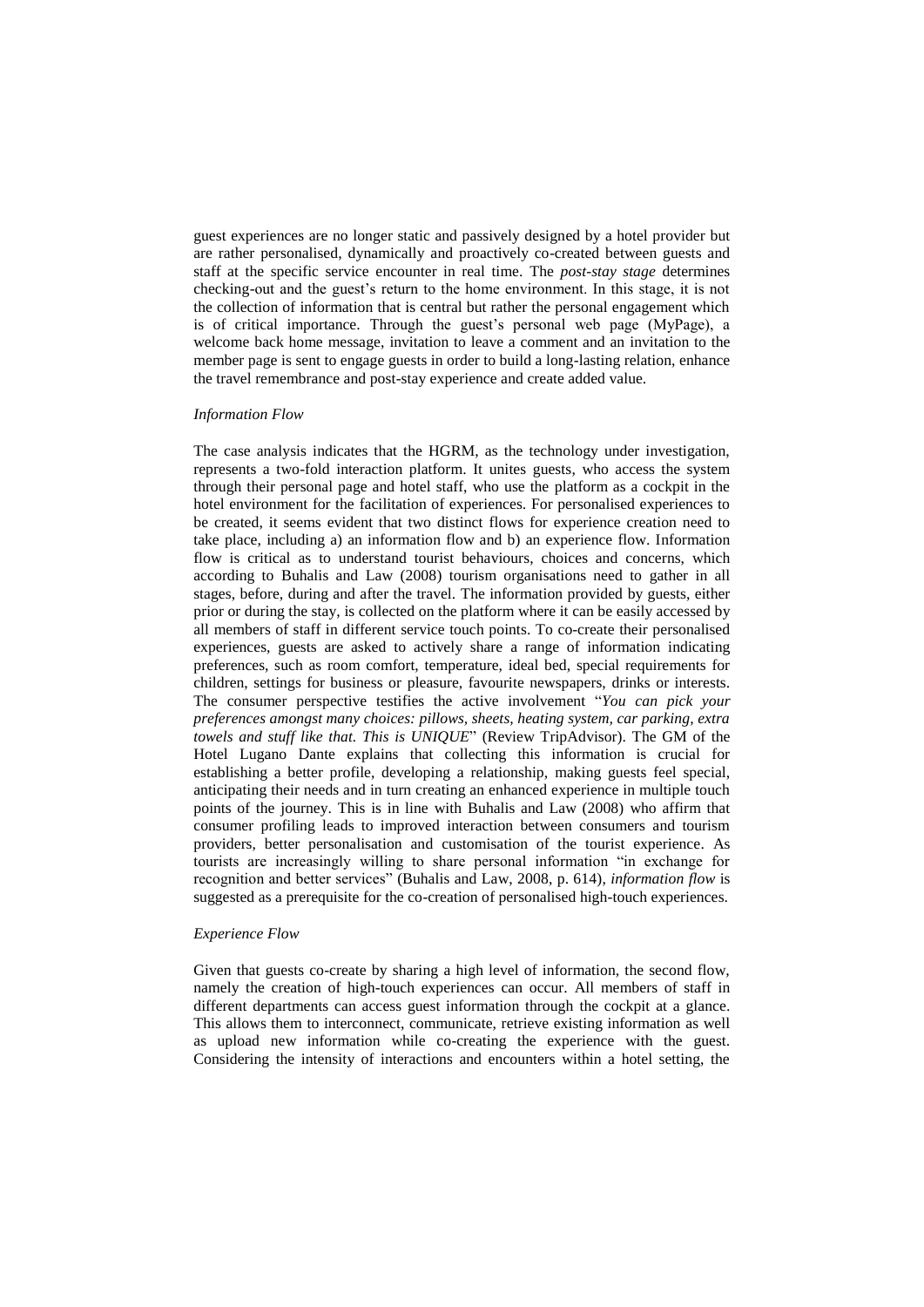guest experiences are no longer static and passively designed by a hotel provider but are rather personalised, dynamically and proactively co-created between guests and staff at the specific service encounter in real time. The *post-stay stage* determines checking-out and the guest's return to the home environment. In this stage, it is not the collection of information that is central but rather the personal engagement which is of critical importance. Through the guest's personal web page (MyPage), a welcome back home message, invitation to leave a comment and an invitation to the member page is sent to engage guests in order to build a long-lasting relation, enhance the travel remembrance and post-stay experience and create added value.

*Information Flow*

The case analysis indicates that the HGRM, as the technology under investigation, represents a two-fold interaction platform. It unites guests, who access the system through their personal page and hotel staff, who use the platform as a cockpit in the hotel environment for the facilitation of experiences. For personalised experiences to be created, it seems evident that two distinct flows for experience creation need to take place, including a) an information flow and b) an experience flow. Information flow is critical as to understand tourist behaviours, choices and concerns, which according to Buhalis and Law (2008) tourism organisations need to gather in all stages, before, during and after the travel. The information provided by guests, either prior or during the stay, is collected on the platform where it can be easily accessed by all members of staff in different service touch points. To co-create their personalised experiences, guests are asked to actively share a range of information indicating preferences, such as room comfort, temperature, ideal bed, special requirements for children, settings for business or pleasure, favourite newspapers, drinks or interests. The consumer perspective testifies the active involvement "*You can pick your preferences amongst many choices: pillows, sheets, heating system, car parking, extra towels and stuff like that. This is UNIQUE*" (Review TripAdvisor). The GM of the Hotel Lugano Dante explains that collecting this information is crucial for establishing a better profile, developing a relationship, making guests feel special, anticipating their needs and in turn creating an enhanced experience in multiple touch points of the journey. This is in line with Buhalis and Law (2008) who affirm that consumer profiling leads to improved interaction between consumers and tourism providers, better personalisation and customisation of the tourist experience. As tourists are increasingly willing to share personal information "in exchange for recognition and better services" (Buhalis and Law, 2008, p. 614), *information flow* is suggested as a prerequisite for the co-creation of personalised high-touch experiences.

*Experience Flow*

Given that guests co-create by sharing a high level of information, the second flow, namely the creation of high-touch experiences can occur. All members of staff in different departments can access guest information through the cockpit at a glance. This allows them to interconnect, communicate, retrieve existing information as well as upload new information while co-creating the experience with the guest. Considering the intensity of interactions and encounters within a hotel setting, the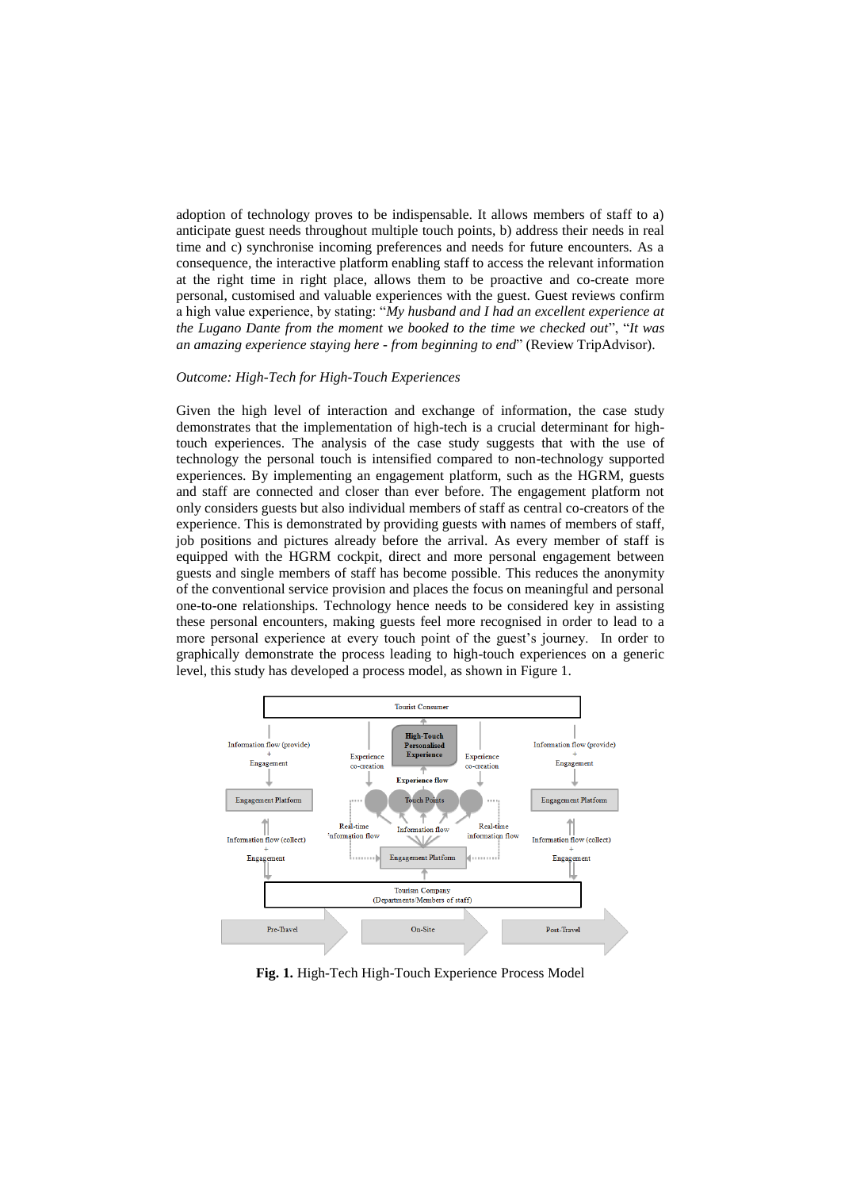adoption of technology proves to be indispensable. It allows members of staff to a) anticipate guest needs throughout multiple touch points, b) address their needs in real time and c) synchronise incoming preferences and needs for future encounters. As a consequence, the interactive platform enabling staff to access the relevant information at the right time in right place, allows them to be proactive and co-create more personal, customised and valuable experiences with the guest. Guest reviews confirm a high value experience, by stating: "*My husband and I had an excellent experience at the Lugano Dante from the moment we booked to the time we checked out*", "*It was an amazing experience staying here - from beginning to end*" (Review TripAdvisor).

*Outcome: High-Tech for High-Touch Experiences*

Given the high level of interaction and exchange of information, the case study demonstrates that the implementation of high-tech is a crucial determinant for high-touch experiences. The analysis of the case study suggests that with the use of technology the personal touch is intensified compared to non-technology supported experiences. By implementing an engagement platform, such as the HGRM, guests and staff are connected and closer than ever before. The engagement platform not only considers guests but also individual members of staff as central co-creators of the experience. This is demonstrated by providing guests with names of members of staff, job positions and pictures already before the arrival. As every member of staff is equipped with the HGRM cockpit, direct and more personal engagement between guests and single members of staff has become possible. This reduces the anonymity of the conventional service provision and places the focus on meaningful and personal one-to-one relationships. Technology hence needs to be considered key in assisting these personal encounters, making guests feel more recognised in order to lead to a more personal experience at every touch point of the guest's journey. In order to graphically demonstrate the process leading to high-touch experiences on a generic level, this study has developed a process model, as shown in Figure 1.

**Fig. 1.** High-Tech High-Touch Experience Process Model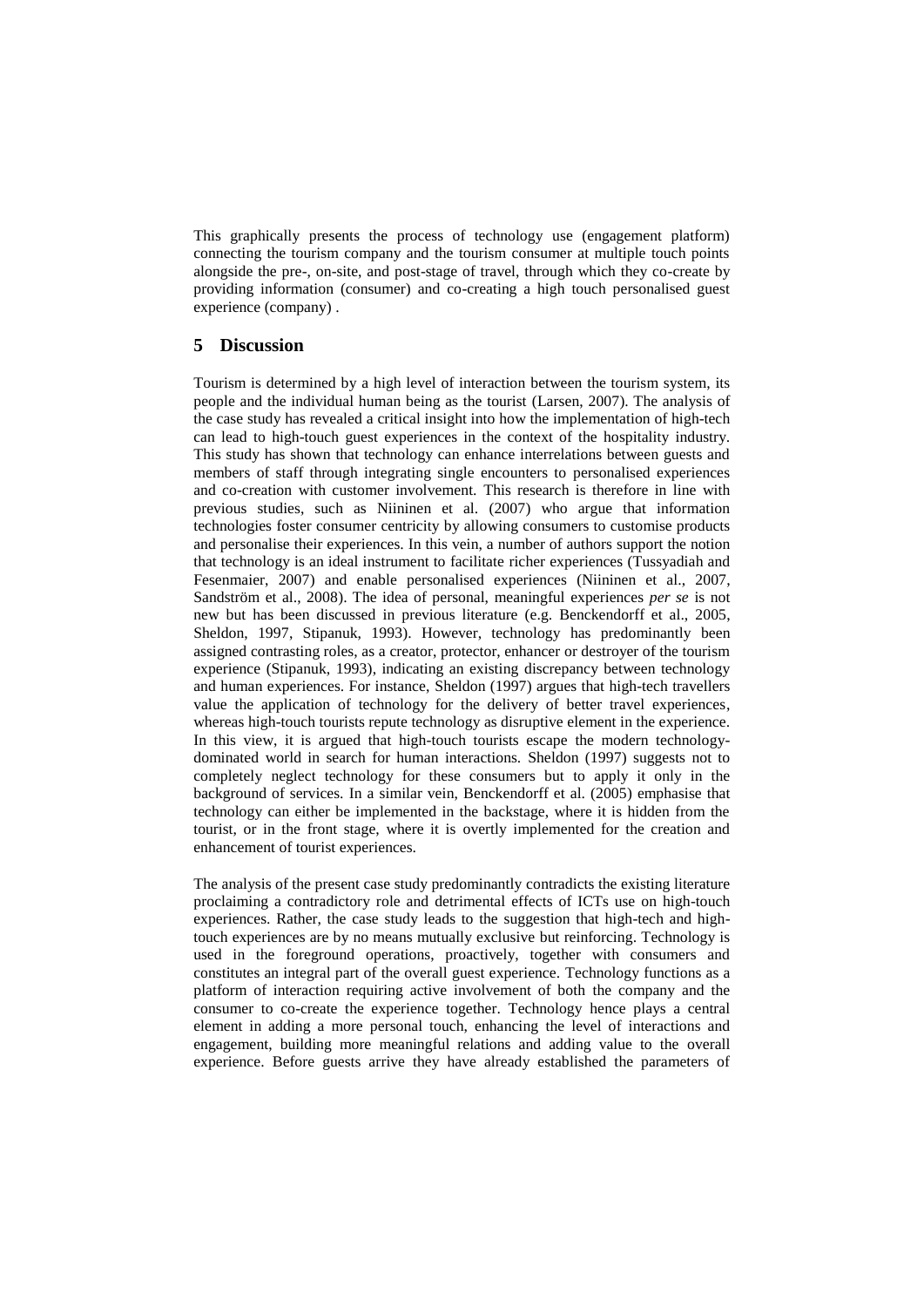This graphically presents the process of technology use (engagement platform) connecting the tourism company and the tourism consumer at multiple touch points alongside the pre-, on-site, and post-stage of travel, through which they co-create by providing information (consumer) and co-creating a high touch personalised guest experience (company) .

## 5 Discussion

Tourism is determined by a high level of interaction between the tourism system, its people and the individual human being as the tourist (Larsen, 2007). The analysis of the case study has revealed a critical insight into how the implementation of high-tech can lead to high-touch guest experiences in the context of the hospitality industry. This study has shown that technology can enhance interrelations between guests and members of staff through integrating single encounters to personalised experiences and co-creation with customer involvement. This research is therefore in line with previous studies, such as Niininen et al. (2007) who argue that information technologies foster consumer centricity by allowing consumers to customise products and personalise their experiences. In this vein, a number of authors support the notion that technology is an ideal instrument to facilitate richer experiences (Tussyadiah and Fesenmaier, 2007) and enable personalised experiences (Niininen et al., 2007, Sandström et al., 2008). The idea of personal, meaningful experiences *per se* is not new but has been discussed in previous literature (e.g. Benckendorff et al., 2005, Sheldon, 1997, Stipanuk, 1993). However, technology has predominantly been assigned contrasting roles, as a creator, protector, enhancer or destroyer of the tourism experience (Stipanuk, 1993), indicating an existing discrepancy between technology and human experiences. For instance, Sheldon (1997) argues that high-tech travellers value the application of technology for the delivery of better travel experiences, whereas high-touch tourists repute technology as disruptive element in the experience. In this view, it is argued that high-touch tourists escape the modern technology-dominated world in search for human interactions. Sheldon (1997) suggests not to completely neglect technology for these consumers but to apply it only in the background of services. In a similar vein, Benckendorff et al. (2005) emphasise that technology can either be implemented in the backstage, where it is hidden from the tourist, or in the front stage, where it is overtly implemented for the creation and enhancement of tourist experiences.

The analysis of the present case study predominantly contradicts the existing literature proclaiming a contradictory role and detrimental effects of ICTs use on high-touch experiences. Rather, the case study leads to the suggestion that high-tech and high-touch experiences are by no means mutually exclusive but reinforcing. Technology is used in the foreground operations, proactively, together with consumers and constitutes an integral part of the overall guest experience. Technology functions as a platform of interaction requiring active involvement of both the company and the consumer to co-create the experience together. Technology hence plays a central element in adding a more personal touch, enhancing the level of interactions and engagement, building more meaningful relations and adding value to the overall experience. Before guests arrive they have already established the parameters of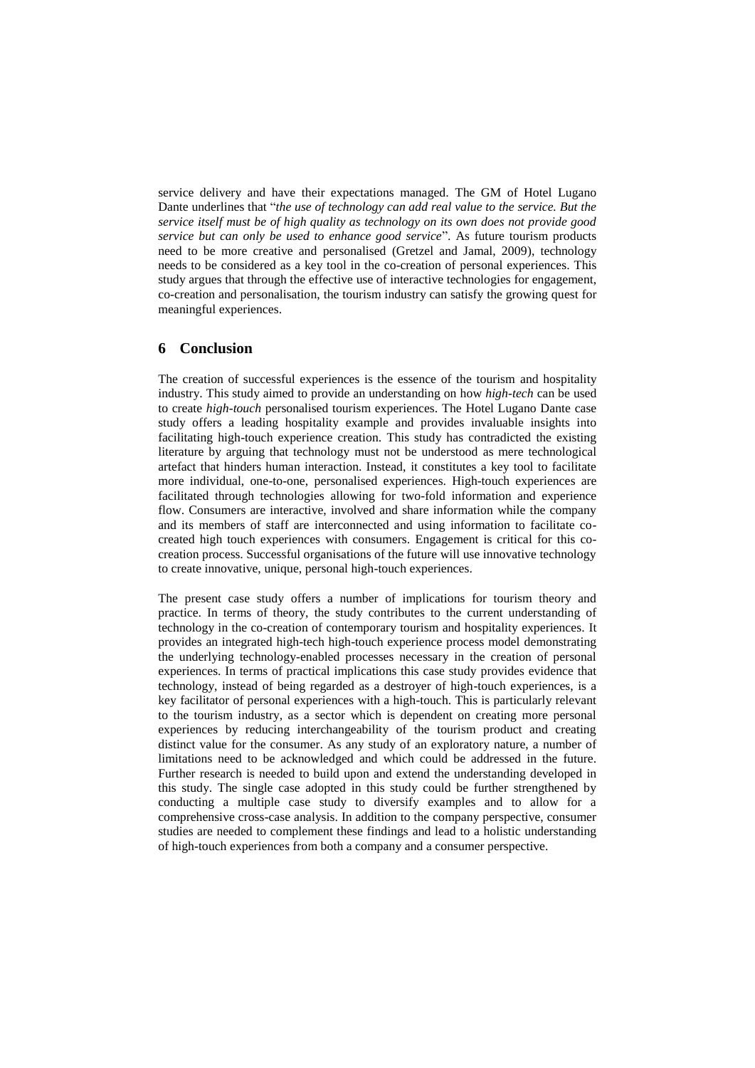service delivery and have their expectations managed. The GM of Hotel Lugano Dante underlines that "*the use of technology can add real value to the service. But the service itself must be of high quality as technology on its own does not provide good service but can only be used to enhance good service*". As future tourism products need to be more creative and personalised (Gretzel and Jamal, 2009), technology needs to be considered as a key tool in the co-creation of personal experiences. This study argues that through the effective use of interactive technologies for engagement, co-creation and personalisation, the tourism industry can satisfy the growing quest for meaningful experiences.

## 6 Conclusion

The creation of successful experiences is the essence of the tourism and hospitality industry. This study aimed to provide an understanding on how *high-tech* can be used to create *high-touch* personalised tourism experiences. The Hotel Lugano Dante case study offers a leading hospitality example and provides invaluable insights into facilitating high-touch experience creation. This study has contradicted the existing literature by arguing that technology must not be understood as mere technological artefact that hinders human interaction. Instead, it constitutes a key tool to facilitate more individual, one-to-one, personalised experiences. High-touch experiences are facilitated through technologies allowing for two-fold information and experience flow. Consumers are interactive, involved and share information while the company and its members of staff are interconnected and using information to facilitate co-created high touch experiences with consumers. Engagement is critical for this co-creation process. Successful organisations of the future will use innovative technology to create innovative, unique, personal high-touch experiences.

The present case study offers a number of implications for tourism theory and practice. In terms of theory, the study contributes to the current understanding of technology in the co-creation of contemporary tourism and hospitality experiences. It provides an integrated high-tech high-touch experience process model demonstrating the underlying technology-enabled processes necessary in the creation of personal experiences. In terms of practical implications this case study provides evidence that technology, instead of being regarded as a destroyer of high-touch experiences, is a key facilitator of personal experiences with a high-touch. This is particularly relevant to the tourism industry, as a sector which is dependent on creating more personal experiences by reducing interchangeability of the tourism product and creating distinct value for the consumer. As any study of an exploratory nature, a number of limitations need to be acknowledged and which could be addressed in the future. Further research is needed to build upon and extend the understanding developed in this study. The single case adopted in this study could be further strengthened by conducting a multiple case study to diversify examples and to allow for a comprehensive cross-case analysis. In addition to the company perspective, consumer studies are needed to complement these findings and lead to a holistic understanding of high-touch experiences from both a company and a consumer perspective.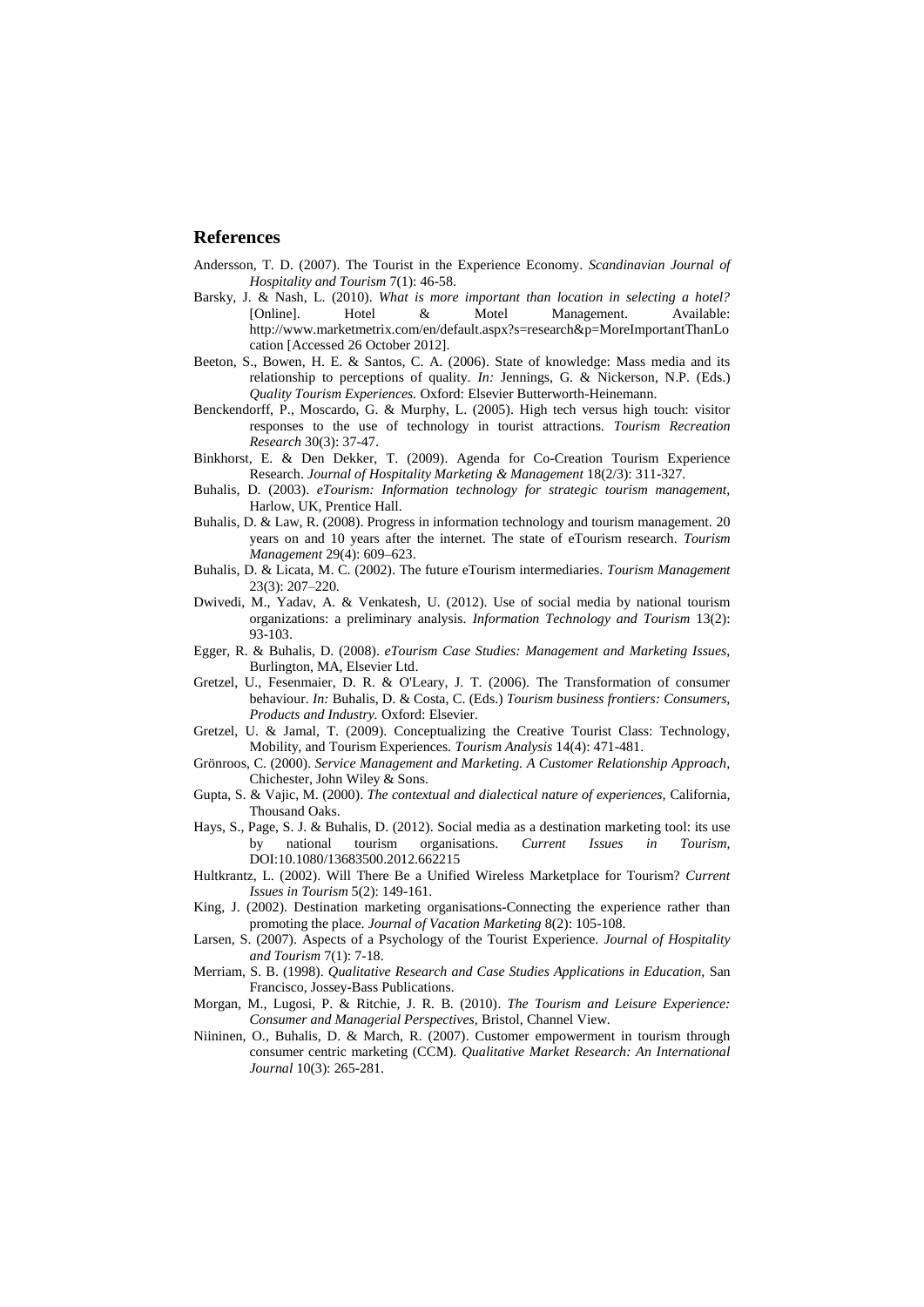## References

Andersson, T. D. (2007). The Tourist in the Experience Economy. *Scandinavian Journal of Hospitality and Tourism* 7(1): 46-58.

Barsky, J. & Nash, L. (2010). *What is more important than location in selecting a hotel?* [Online]. Hotel & Motel Management. Available: http://www.marketmetrix.com/en/default.aspx?s=research&p=MoreImportantThanLocation [Accessed 26 October 2012].

Beeton, S., Bowen, H. E. & Santos, C. A. (2006). State of knowledge: Mass media and its relationship to perceptions of quality. *In:* Jennings, G. & Nickerson, N.P. (Eds.) *Quality Tourism Experiences.* Oxford: Elsevier Butterworth-Heinemann.

Benckendorff, P., Moscardo, G. & Murphy, L. (2005). High tech versus high touch: visitor responses to the use of technology in tourist attractions. *Tourism Recreation Research* 30(3): 37-47.

Binkhorst, E. & Den Dekker, T. (2009). Agenda for Co-Creation Tourism Experience Research. *Journal of Hospitality Marketing & Management* 18(2/3): 311-327.

Buhalis, D. (2003). *eTourism: Information technology for strategic tourism management,* Harlow, UK, Prentice Hall.

Buhalis, D. & Law, R. (2008). Progress in information technology and tourism management. 20 years on and 10 years after the internet. The state of eTourism research. *Tourism Management* 29(4): 609–623.

Buhalis, D. & Licata, M. C. (2002). The future eTourism intermediaries. *Tourism Management* 23(3): 207–220.

Dwivedi, M., Yadav, A. & Venkatesh, U. (2012). Use of social media by national tourism organizations: a preliminary analysis. *Information Technology and Tourism* 13(2): 93-103.

Egger, R. & Buhalis, D. (2008). *eTourism Case Studies: Management and Marketing Issues,* Burlington, MA, Elsevier Ltd.

Gretzel, U., Fesenmaier, D. R. & O'Leary, J. T. (2006). The Transformation of consumer behaviour. *In:* Buhalis, D. & Costa, C. (Eds.) *Tourism business frontiers: Consumers, Products and Industry.* Oxford: Elsevier.

Gretzel, U. & Jamal, T. (2009). Conceptualizing the Creative Tourist Class: Technology, Mobility, and Tourism Experiences. *Tourism Analysis* 14(4): 471-481.

Grönroos, C. (2000). *Service Management and Marketing. A Customer Relationship Approach,* Chichester, John Wiley & Sons.

Gupta, S. & Vajic, M. (2000). *The contextual and dialectical nature of experiences,* California, Thousand Oaks.

Hays, S., Page, S. J. & Buhalis, D. (2012). Social media as a destination marketing tool: its use by national tourism organisations. *Current Issues in Tourism,* DOI:10.1080/13683500.2012.662215

Hultkrantz, L. (2002). Will There Be a Unified Wireless Marketplace for Tourism? *Current Issues in Tourism* 5(2): 149-161.

King, J. (2002). Destination marketing organisations-Connecting the experience rather than promoting the place. *Journal of Vacation Marketing* 8(2): 105-108.

Larsen, S. (2007). Aspects of a Psychology of the Tourist Experience. *Journal of Hospitality and Tourism* 7(1): 7-18.

Merriam, S. B. (1998). *Qualitative Research and Case Studies Applications in Education,* San Francisco, Jossey-Bass Publications.

Morgan, M., Lugosi, P. & Ritchie, J. R. B. (2010). *The Tourism and Leisure Experience: Consumer and Managerial Perspectives,* Bristol, Channel View.

Niininen, O., Buhalis, D. & March, R. (2007). Customer empowerment in tourism through consumer centric marketing (CCM). *Qualitative Market Research: An International Journal* 10(3): 265-281.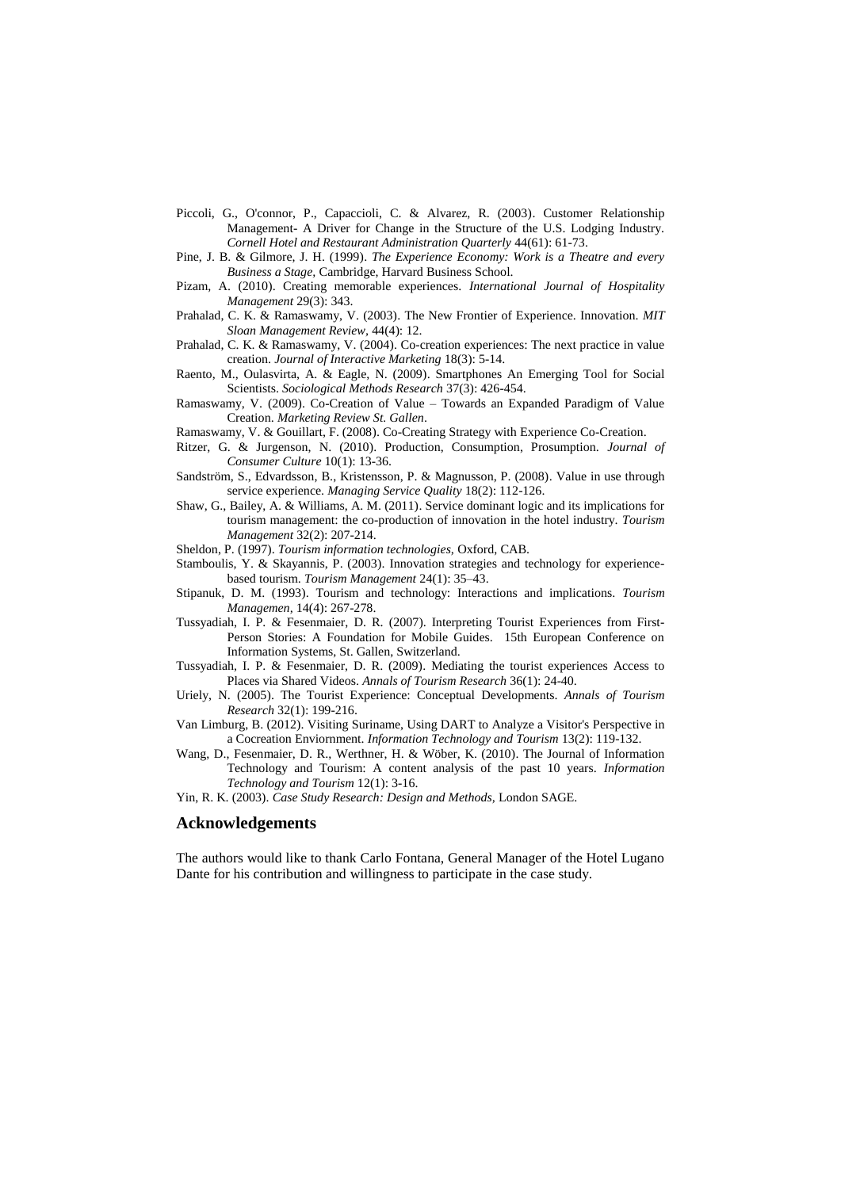Piccoli, G., O'connor, P., Capaccioli, C. & Alvarez, R. (2003). Customer Relationship Management- A Driver for Change in the Structure of the U.S. Lodging Industry. *Cornell Hotel and Restaurant Administration Quarterly* 44(61): 61-73.

Pine, J. B. & Gilmore, J. H. (1999). *The Experience Economy: Work is a Theatre and every Business a Stage,* Cambridge, Harvard Business School.

Pizam, A. (2010). Creating memorable experiences. *International Journal of Hospitality Management* 29(3): 343.

Prahalad, C. K. & Ramaswamy, V. (2003). The New Frontier of Experience. Innovation. *MIT Sloan Management Review*, 44(4): 12.

Prahalad, C. K. & Ramaswamy, V. (2004). Co-creation experiences: The next practice in value creation. *Journal of Interactive Marketing* 18(3): 5-14.

Raento, M., Oulasvirta, A. & Eagle, N. (2009). Smartphones An Emerging Tool for Social Scientists. *Sociological Methods Research* 37(3): 426-454.

Ramaswamy, V. (2009). Co-Creation of Value – Towards an Expanded Paradigm of Value Creation. *Marketing Review St. Gallen*.

Ramaswamy, V. & Gouillart, F. (2008). Co-Creating Strategy with Experience Co-Creation.

Ritzer, G. & Jurgenson, N. (2010). Production, Consumption, Prosumption. *Journal of Consumer Culture* 10(1): 13-36.

Sandström, S., Edvardsson, B., Kristensson, P. & Magnusson, P. (2008). Value in use through service experience. *Managing Service Quality* 18(2): 112-126.

Shaw, G., Bailey, A. & Williams, A. M. (2011). Service dominant logic and its implications for tourism management: the co-production of innovation in the hotel industry. *Tourism Management* 32(2): 207-214.

Sheldon, P. (1997). *Tourism information technologies,* Oxford, CAB.

Stamboulis, Y. & Skayannis, P. (2003). Innovation strategies and technology for experience-based tourism. *Tourism Management* 24(1): 35–43.

Stipanuk, D. M. (1993). Tourism and technology: Interactions and implications. *Tourism Managemen,* 14(4): 267-278.

Tussyadiah, I. P. & Fesenmaier, D. R. (2007). Interpreting Tourist Experiences from First-Person Stories: A Foundation for Mobile Guides. 15th European Conference on Information Systems, St. Gallen, Switzerland.

Tussyadiah, I. P. & Fesenmaier, D. R. (2009). Mediating the tourist experiences Access to Places via Shared Videos. *Annals of Tourism Research* 36(1): 24-40.

Uriely, N. (2005). The Tourist Experience: Conceptual Developments. *Annals of Tourism Research* 32(1): 199-216.

Van Limburg, B. (2012). Visiting Suriname, Using DART to Analyze a Visitor's Perspective in a Cocreation Enviornment. *Information Technology and Tourism* 13(2): 119-132.

Wang, D., Fesenmaier, D. R., Werthner, H. & Wöber, K. (2010). The Journal of Information Technology and Tourism: A content analysis of the past 10 years. *Information Technology and Tourism* 12(1): 3-16.

Yin, R. K. (2003). *Case Study Research: Design and Methods,* London SAGE.

## Acknowledgements

The authors would like to thank Carlo Fontana, General Manager of the Hotel Lugano Dante for his contribution and willingness to participate in the case study.